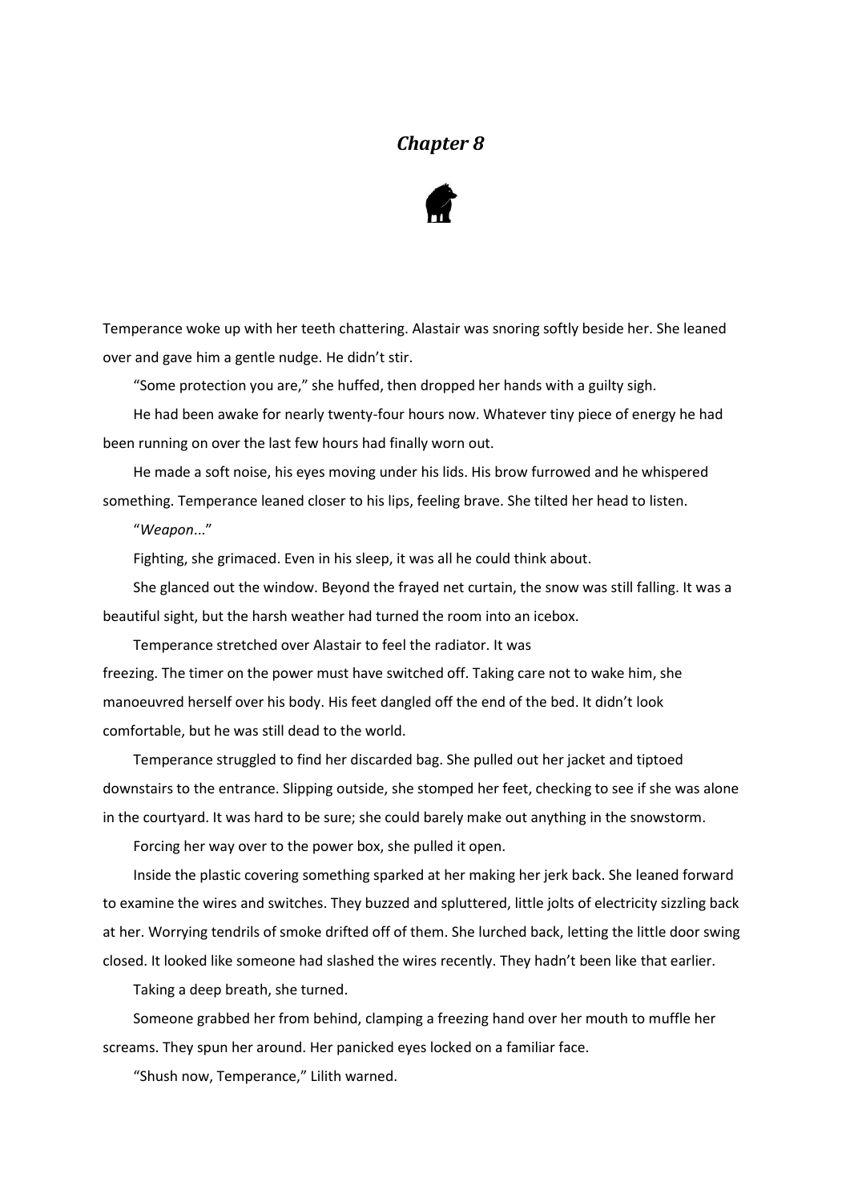# *Chapter 8*

Temperance woke up with her teeth chattering. Alastair was snoring softly beside her. She leaned over and gave him a gentle nudge. He didn't stir.

"Some protection you are," she huffed, then dropped her hands with a guilty sigh.

He had been awake for nearly twenty-four hours now. Whatever tiny piece of energy he had been running on over the last few hours had finally worn out.

He made a soft noise, his eyes moving under his lids. His brow furrowed and he whispered something. Temperance leaned closer to his lips, feeling brave. She tilted her head to listen.

"*Weapon*..."

Fighting, she grimaced. Even in his sleep, it was all he could think about.

She glanced out the window. Beyond the frayed net curtain, the snow was still falling. It was a beautiful sight, but the harsh weather had turned the room into an icebox.

Temperance stretched over Alastair to feel the radiator. It was freezing. The timer on the power must have switched off. Taking care not to wake him, she manoeuvred herself over his body. His feet dangled off the end of the bed. It didn't look comfortable, but he was still dead to the world.

Temperance struggled to find her discarded bag. She pulled out her jacket and tiptoed downstairs to the entrance. Slipping outside, she stomped her feet, checking to see if she was alone in the courtyard. It was hard to be sure; she could barely make out anything in the snowstorm.

Forcing her way over to the power box, she pulled it open.

Inside the plastic covering something sparked at her making her jerk back. She leaned forward to examine the wires and switches. They buzzed and spluttered, little jolts of electricity sizzling back at her. Worrying tendrils of smoke drifted off of them. She lurched back, letting the little door swing closed. It looked like someone had slashed the wires recently. They hadn't been like that earlier.

Taking a deep breath, she turned.

Someone grabbed her from behind, clamping a freezing hand over her mouth to muffle her screams. They spun her around. Her panicked eyes locked on a familiar face.

"Shush now, Temperance," Lilith warned.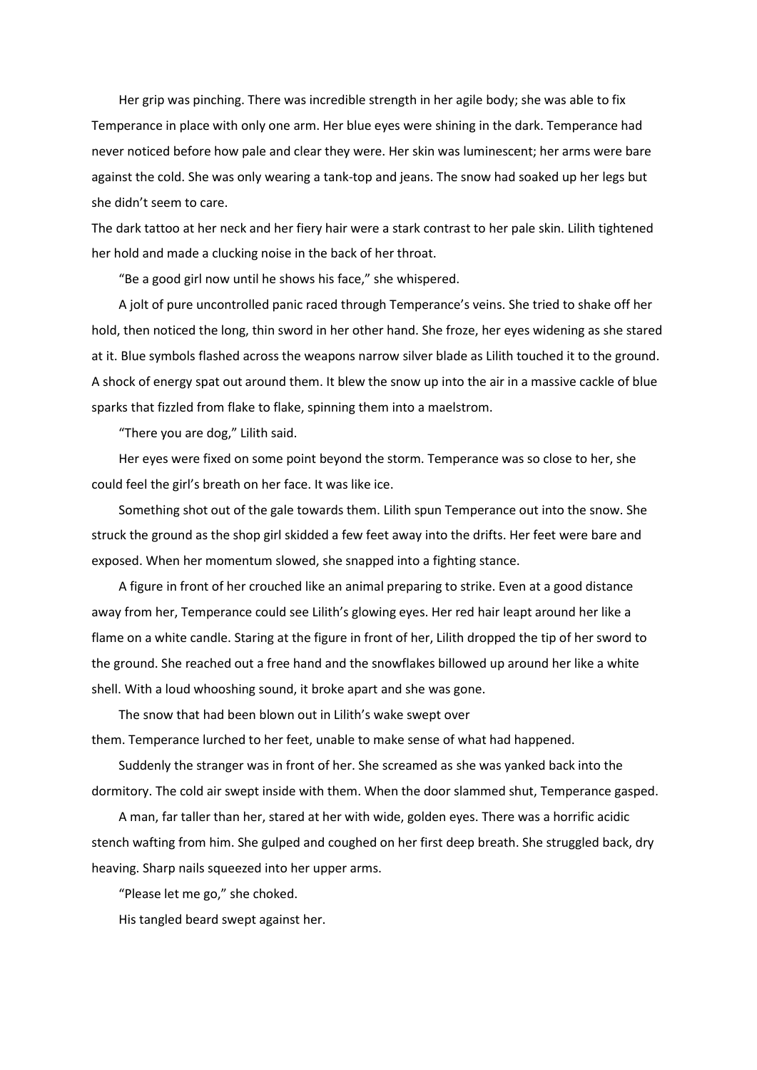Her grip was pinching. There was incredible strength in her agile body; she was able to fix Temperance in place with only one arm. Her blue eyes were shining in the dark. Temperance had never noticed before how pale and clear they were. Her skin was luminescent; her arms were bare against the cold. She was only wearing a tank-top and jeans. The snow had soaked up her legs but she didn't seem to care.

The dark tattoo at her neck and her fiery hair were a stark contrast to her pale skin. Lilith tightened her hold and made a clucking noise in the back of her throat.

"Be a good girl now until he shows his face," she whispered.

A jolt of pure uncontrolled panic raced through Temperance's veins. She tried to shake off her hold, then noticed the long, thin sword in her other hand. She froze, her eyes widening as she stared at it. Blue symbols flashed across the weapons narrow silver blade as Lilith touched it to the ground. A shock of energy spat out around them. It blew the snow up into the air in a massive cackle of blue sparks that fizzled from flake to flake, spinning them into a maelstrom.

"There you are dog," Lilith said.

Her eyes were fixed on some point beyond the storm. Temperance was so close to her, she could feel the girl's breath on her face. It was like ice.

Something shot out of the gale towards them. Lilith spun Temperance out into the snow. She struck the ground as the shop girl skidded a few feet away into the drifts. Her feet were bare and exposed. When her momentum slowed, she snapped into a fighting stance.

A figure in front of her crouched like an animal preparing to strike. Even at a good distance away from her, Temperance could see Lilith's glowing eyes. Her red hair leapt around her like a flame on a white candle. Staring at the figure in front of her, Lilith dropped the tip of her sword to the ground. She reached out a free hand and the snowflakes billowed up around her like a white shell. With a loud whooshing sound, it broke apart and she was gone.

The snow that had been blown out in Lilith's wake swept over them. Temperance lurched to her feet, unable to make sense of what had happened.

Suddenly the stranger was in front of her. She screamed as she was yanked back into the dormitory. The cold air swept inside with them. When the door slammed shut, Temperance gasped.

A man, far taller than her, stared at her with wide, golden eyes. There was a horrific acidic stench wafting from him. She gulped and coughed on her first deep breath. She struggled back, dry heaving. Sharp nails squeezed into her upper arms.

"Please let me go," she choked.

His tangled beard swept against her.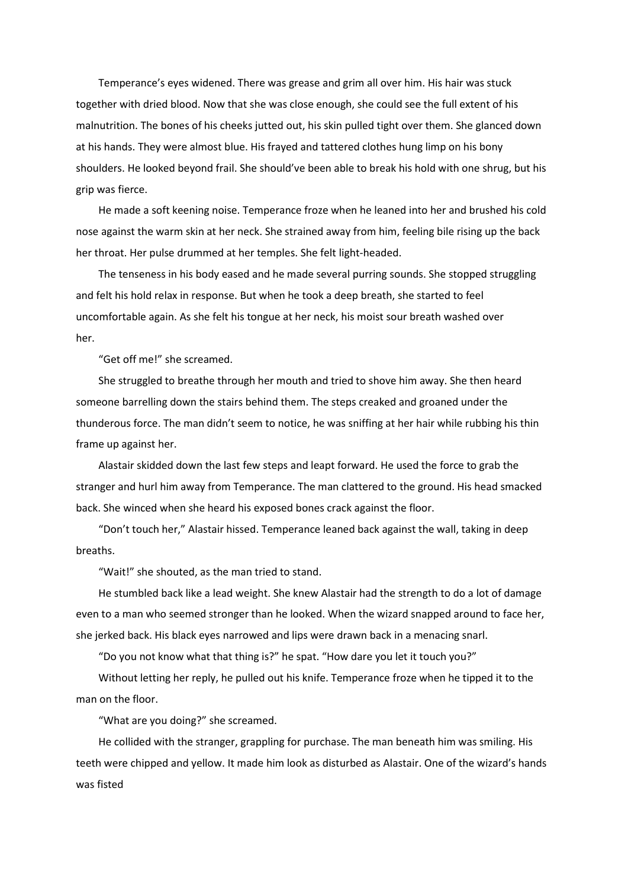Temperance's eyes widened. There was grease and grim all over him. His hair was stuck together with dried blood. Now that she was close enough, she could see the full extent of his malnutrition. The bones of his cheeks jutted out, his skin pulled tight over them. She glanced down at his hands. They were almost blue. His frayed and tattered clothes hung limp on his bony shoulders. He looked beyond frail. She should've been able to break his hold with one shrug, but his grip was fierce.

He made a soft keening noise. Temperance froze when he leaned into her and brushed his cold nose against the warm skin at her neck. She strained away from him, feeling bile rising up the back her throat. Her pulse drummed at her temples. She felt light-headed.

The tenseness in his body eased and he made several purring sounds. She stopped struggling and felt his hold relax in response. But when he took a deep breath, she started to feel uncomfortable again. As she felt his tongue at her neck, his moist sour breath washed over her.

"Get off me!" she screamed.

She struggled to breathe through her mouth and tried to shove him away. She then heard someone barrelling down the stairs behind them. The steps creaked and groaned under the thunderous force. The man didn't seem to notice, he was sniffing at her hair while rubbing his thin frame up against her.

Alastair skidded down the last few steps and leapt forward. He used the force to grab the stranger and hurl him away from Temperance. The man clattered to the ground. His head smacked back. She winced when she heard his exposed bones crack against the floor.

"Don't touch her," Alastair hissed. Temperance leaned back against the wall, taking in deep breaths.

"Wait!" she shouted, as the man tried to stand.

He stumbled back like a lead weight. She knew Alastair had the strength to do a lot of damage even to a man who seemed stronger than he looked. When the wizard snapped around to face her, she jerked back. His black eyes narrowed and lips were drawn back in a menacing snarl.

"Do you not know what that thing is?" he spat. "How dare you let it touch you?"

Without letting her reply, he pulled out his knife. Temperance froze when he tipped it to the man on the floor.

"What are you doing?" she screamed.

He collided with the stranger, grappling for purchase. The man beneath him was smiling. His teeth were chipped and yellow. It made him look as disturbed as Alastair. One of the wizard's hands was fisted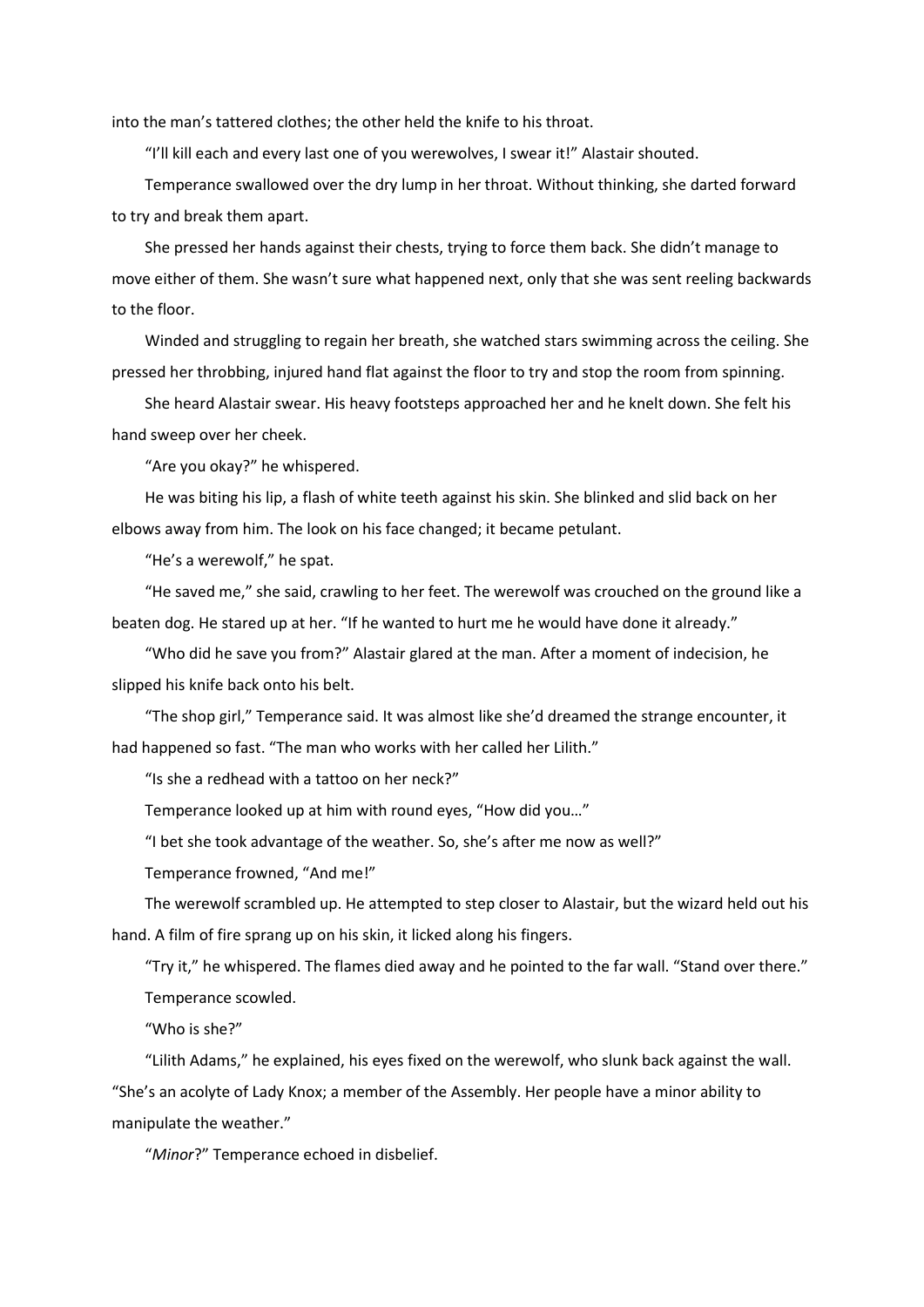into the man's tattered clothes; the other held the knife to his throat.

"I'll kill each and every last one of you werewolves, I swear it!" Alastair shouted.

Temperance swallowed over the dry lump in her throat. Without thinking, she darted forward to try and break them apart.

She pressed her hands against their chests, trying to force them back. She didn't manage to move either of them. She wasn't sure what happened next, only that she was sent reeling backwards to the floor.

Winded and struggling to regain her breath, she watched stars swimming across the ceiling. She pressed her throbbing, injured hand flat against the floor to try and stop the room from spinning.

She heard Alastair swear. His heavy footsteps approached her and he knelt down. She felt his hand sweep over her cheek.

"Are you okay?" he whispered.

He was biting his lip, a flash of white teeth against his skin. She blinked and slid back on her elbows away from him. The look on his face changed; it became petulant.

"He's a werewolf," he spat.

"He saved me," she said, crawling to her feet. The werewolf was crouched on the ground like a beaten dog. He stared up at her. "If he wanted to hurt me he would have done it already."

"Who did he save you from?" Alastair glared at the man. After a moment of indecision, he slipped his knife back onto his belt.

"The shop girl," Temperance said. It was almost like she'd dreamed the strange encounter, it had happened so fast. "The man who works with her called her Lilith."

"Is she a redhead with a tattoo on her neck?"

Temperance looked up at him with round eyes, "How did you…"

"I bet she took advantage of the weather. So, she's after me now as well?"

Temperance frowned, "And me!"

The werewolf scrambled up. He attempted to step closer to Alastair, but the wizard held out his hand. A film of fire sprang up on his skin, it licked along his fingers.

"Try it," he whispered. The flames died away and he pointed to the far wall. "Stand over there."

Temperance scowled.

"Who is she?"

"Lilith Adams," he explained, his eyes fixed on the werewolf, who slunk back against the wall. "She's an acolyte of Lady Knox; a member of the Assembly. Her people have a minor ability to manipulate the weather."

"*Minor*?" Temperance echoed in disbelief.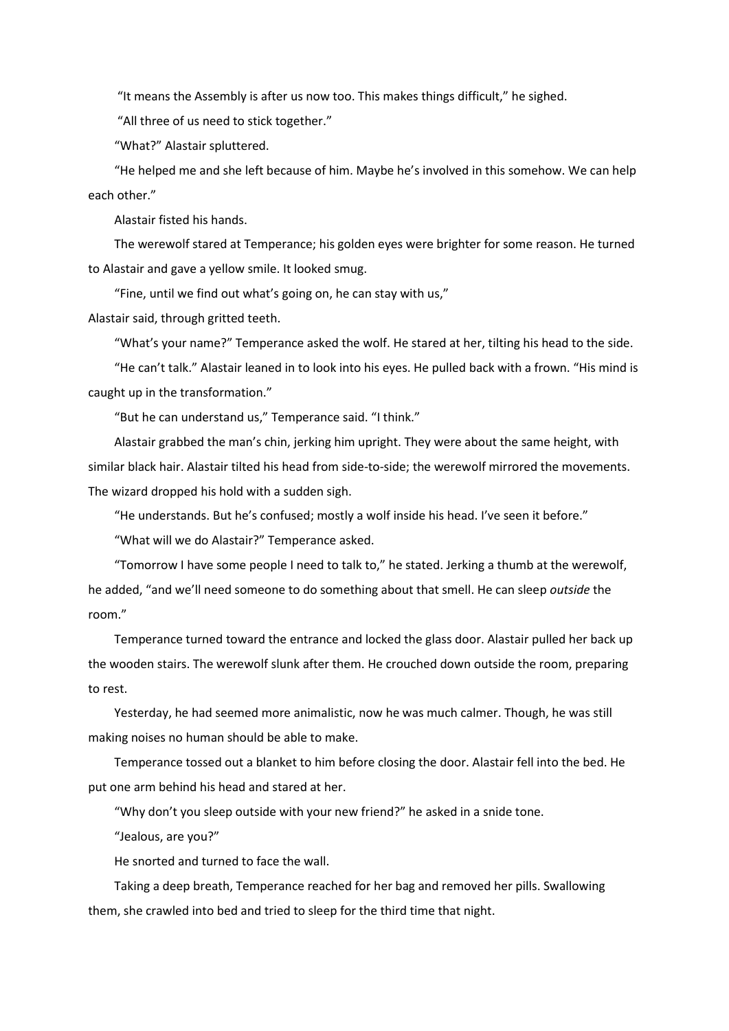"It means the Assembly is after us now too. This makes things difficult," he sighed.

"All three of us need to stick together."

"What?" Alastair spluttered.

"He helped me and she left because of him. Maybe he's involved in this somehow. We can help each other."

Alastair fisted his hands.

The werewolf stared at Temperance; his golden eyes were brighter for some reason. He turned to Alastair and gave a yellow smile. It looked smug.

"Fine, until we find out what's going on, he can stay with us,"
Alastair said, through gritted teeth.

"What's your name?" Temperance asked the wolf. He stared at her, tilting his head to the side.

"He can't talk." Alastair leaned in to look into his eyes. He pulled back with a frown. "His mind is caught up in the transformation."

"But he can understand us," Temperance said. "I think."

Alastair grabbed the man's chin, jerking him upright. They were about the same height, with similar black hair. Alastair tilted his head from side-to-side; the werewolf mirrored the movements. The wizard dropped his hold with a sudden sigh.

"He understands. But he's confused; mostly a wolf inside his head. I've seen it before."

"What will we do Alastair?" Temperance asked.

"Tomorrow I have some people I need to talk to," he stated. Jerking a thumb at the werewolf, he added, "and we'll need someone to do something about that smell. He can sleep *outside* the room."

Temperance turned toward the entrance and locked the glass door. Alastair pulled her back up the wooden stairs. The werewolf slunk after them. He crouched down outside the room, preparing to rest.

Yesterday, he had seemed more animalistic, now he was much calmer. Though, he was still making noises no human should be able to make.

Temperance tossed out a blanket to him before closing the door. Alastair fell into the bed. He put one arm behind his head and stared at her.

"Why don't you sleep outside with your new friend?" he asked in a snide tone.

"Jealous, are you?"

He snorted and turned to face the wall.

Taking a deep breath, Temperance reached for her bag and removed her pills. Swallowing them, she crawled into bed and tried to sleep for the third time that night.